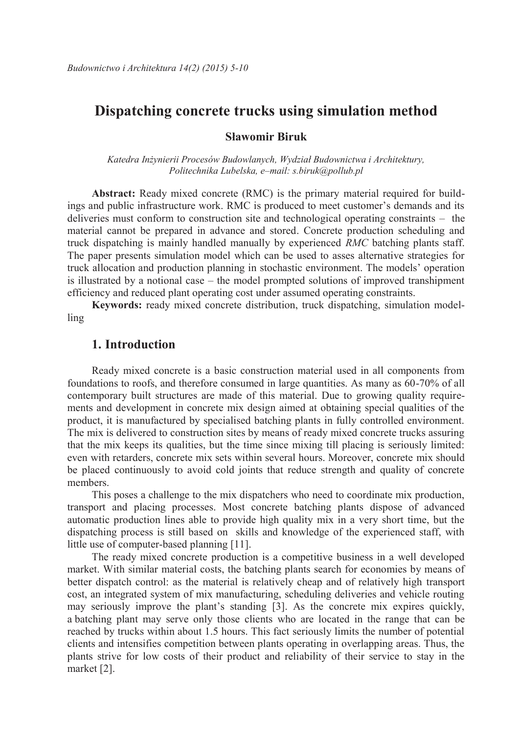# Dispatching concrete trucks using simulation method

**Sławomir Biruk**

*Katedra Inżynierii Procesów Budowlanych, Wydział Budownictwa i Architektury, Politechnika Lubelska, e–mail: s.biruk@pollub.pl*

**Abstract:** Ready mixed concrete (RMC) is the primary material required for buildings and public infrastructure work. RMC is produced to meet customer's demands and its deliveries must conform to construction site and technological operating constraints – the material cannot be prepared in advance and stored. Concrete production scheduling and truck dispatching is mainly handled manually by experienced *RMC* batching plants staff. The paper presents simulation model which can be used to asses alternative strategies for truck allocation and production planning in stochastic environment. The models' operation is illustrated by a notional case – the model prompted solutions of improved transhipment efficiency and reduced plant operating cost under assumed operating constraints.

**Keywords:** ready mixed concrete distribution, truck dispatching, simulation modelling

## 1. Introduction

Ready mixed concrete is a basic construction material used in all components from foundations to roofs, and therefore consumed in large quantities. As many as 60-70% of all contemporary built structures are made of this material. Due to growing quality requirements and development in concrete mix design aimed at obtaining special qualities of the product, it is manufactured by specialised batching plants in fully controlled environment. The mix is delivered to construction sites by means of ready mixed concrete trucks assuring that the mix keeps its qualities, but the time since mixing till placing is seriously limited: even with retarders, concrete mix sets within several hours. Moreover, concrete mix should be placed continuously to avoid cold joints that reduce strength and quality of concrete members.

This poses a challenge to the mix dispatchers who need to coordinate mix production, transport and placing processes. Most concrete batching plants dispose of advanced automatic production lines able to provide high quality mix in a very short time, but the dispatching process is still based on skills and knowledge of the experienced staff, with little use of computer-based planning [11].

The ready mixed concrete production is a competitive business in a well developed market. With similar material costs, the batching plants search for economies by means of better dispatch control: as the material is relatively cheap and of relatively high transport cost, an integrated system of mix manufacturing, scheduling deliveries and vehicle routing may seriously improve the plant's standing [3]. As the concrete mix expires quickly, a batching plant may serve only those clients who are located in the range that can be reached by trucks within about 1.5 hours. This fact seriously limits the number of potential clients and intensifies competition between plants operating in overlapping areas. Thus, the plants strive for low costs of their product and reliability of their service to stay in the market [2].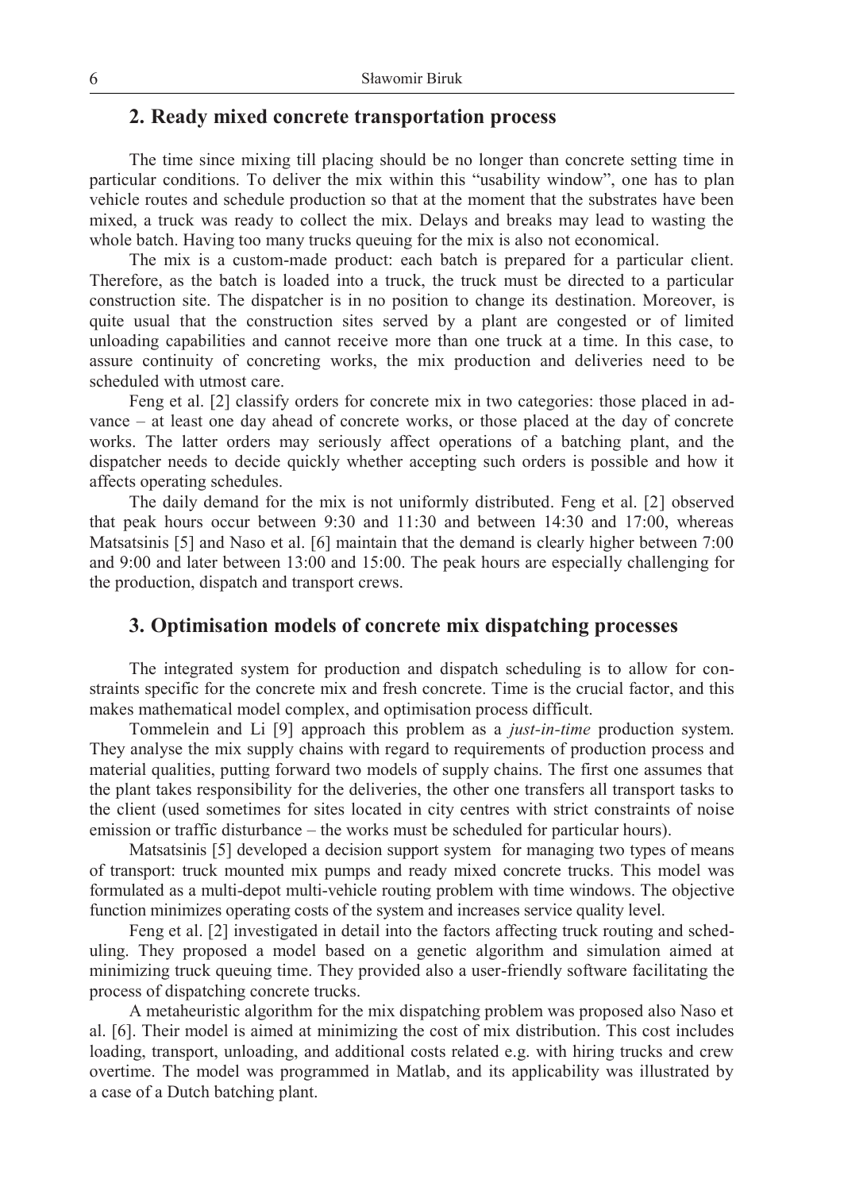## 2. Ready mixed concrete transportation process

The time since mixing till placing should be no longer than concrete setting time in particular conditions. To deliver the mix within this "usability window", one has to plan vehicle routes and schedule production so that at the moment that the substrates have been mixed, a truck was ready to collect the mix. Delays and breaks may lead to wasting the whole batch. Having too many trucks queuing for the mix is also not economical.

The mix is a custom-made product: each batch is prepared for a particular client. Therefore, as the batch is loaded into a truck, the truck must be directed to a particular construction site. The dispatcher is in no position to change its destination. Moreover, is quite usual that the construction sites served by a plant are congested or of limited unloading capabilities and cannot receive more than one truck at a time. In this case, to assure continuity of concreting works, the mix production and deliveries need to be scheduled with utmost care.

Feng et al. [2] classify orders for concrete mix in two categories: those placed in advance – at least one day ahead of concrete works, or those placed at the day of concrete works. The latter orders may seriously affect operations of a batching plant, and the dispatcher needs to decide quickly whether accepting such orders is possible and how it affects operating schedules.

The daily demand for the mix is not uniformly distributed. Feng et al. [2] observed that peak hours occur between 9:30 and 11:30 and between 14:30 and 17:00, whereas Matsatsinis [5] and Naso et al. [6] maintain that the demand is clearly higher between 7:00 and 9:00 and later between 13:00 and 15:00. The peak hours are especially challenging for the production, dispatch and transport crews.

## 3. Optimisation models of concrete mix dispatching processes

The integrated system for production and dispatch scheduling is to allow for constraints specific for the concrete mix and fresh concrete. Time is the crucial factor, and this makes mathematical model complex, and optimisation process difficult.

Tommelein and Li [9] approach this problem as a *just-in-time* production system. They analyse the mix supply chains with regard to requirements of production process and material qualities, putting forward two models of supply chains. The first one assumes that the plant takes responsibility for the deliveries, the other one transfers all transport tasks to the client (used sometimes for sites located in city centres with strict constraints of noise emission or traffic disturbance – the works must be scheduled for particular hours).

Matsatsinis [5] developed a decision support system for managing two types of means of transport: truck mounted mix pumps and ready mixed concrete trucks. This model was formulated as a multi-depot multi-vehicle routing problem with time windows. The objective function minimizes operating costs of the system and increases service quality level.

Feng et al. [2] investigated in detail into the factors affecting truck routing and scheduling. They proposed a model based on a genetic algorithm and simulation aimed at minimizing truck queuing time. They provided also a user-friendly software facilitating the process of dispatching concrete trucks.

A metaheuristic algorithm for the mix dispatching problem was proposed also Naso et al. [6]. Their model is aimed at minimizing the cost of mix distribution. This cost includes loading, transport, unloading, and additional costs related e.g. with hiring trucks and crew overtime. The model was programmed in Matlab, and its applicability was illustrated by a case of a Dutch batching plant.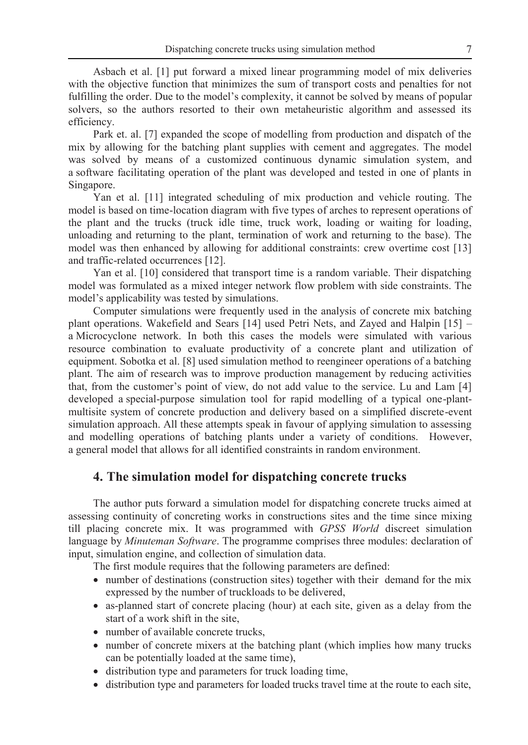Asbach et al. [1] put forward a mixed linear programming model of mix deliveries with the objective function that minimizes the sum of transport costs and penalties for not fulfilling the order. Due to the model's complexity, it cannot be solved by means of popular solvers, so the authors resorted to their own metaheuristic algorithm and assessed its efficiency.

Park et. al. [7] expanded the scope of modelling from production and dispatch of the mix by allowing for the batching plant supplies with cement and aggregates. The model was solved by means of a customized continuous dynamic simulation system, and a software facilitating operation of the plant was developed and tested in one of plants in Singapore.

Yan et al. [11] integrated scheduling of mix production and vehicle routing. The model is based on time-location diagram with five types of arches to represent operations of the plant and the trucks (truck idle time, truck work, loading or waiting for loading, unloading and returning to the plant, termination of work and returning to the base). The model was then enhanced by allowing for additional constraints: crew overtime cost [13] and traffic-related occurrences [12].

Yan et al. [10] considered that transport time is a random variable. Their dispatching model was formulated as a mixed integer network flow problem with side constraints. The model's applicability was tested by simulations.

Computer simulations were frequently used in the analysis of concrete mix batching plant operations. Wakefield and Sears [14] used Petri Nets, and Zayed and Halpin [15] – a Microcyclone network. In both this cases the models were simulated with various resource combination to evaluate productivity of a concrete plant and utilization of equipment. Sobotka et al. [8] used simulation method to reengineer operations of a batching plant. The aim of research was to improve production management by reducing activities that, from the customer's point of view, do not add value to the service. Lu and Lam [4] developed a special-purpose simulation tool for rapid modelling of a typical one-plant-multisite system of concrete production and delivery based on a simplified discrete-event simulation approach. All these attempts speak in favour of applying simulation to assessing and modelling operations of batching plants under a variety of conditions. However, a general model that allows for all identified constraints in random environment.

## 4. The simulation model for dispatching concrete trucks

The author puts forward a simulation model for dispatching concrete trucks aimed at assessing continuity of concreting works in constructions sites and the time since mixing till placing concrete mix. It was programmed with *GPSS World* discreet simulation language by *Minuteman Software*. The programme comprises three modules: declaration of input, simulation engine, and collection of simulation data.

The first module requires that the following parameters are defined:

- number of destinations (construction sites) together with their demand for the mix expressed by the number of truckloads to be delivered,
- as-planned start of concrete placing (hour) at each site, given as a delay from the start of a work shift in the site,
- number of available concrete trucks,
- number of concrete mixers at the batching plant (which implies how many trucks can be potentially loaded at the same time),
- distribution type and parameters for truck loading time,
- distribution type and parameters for loaded trucks travel time at the route to each site,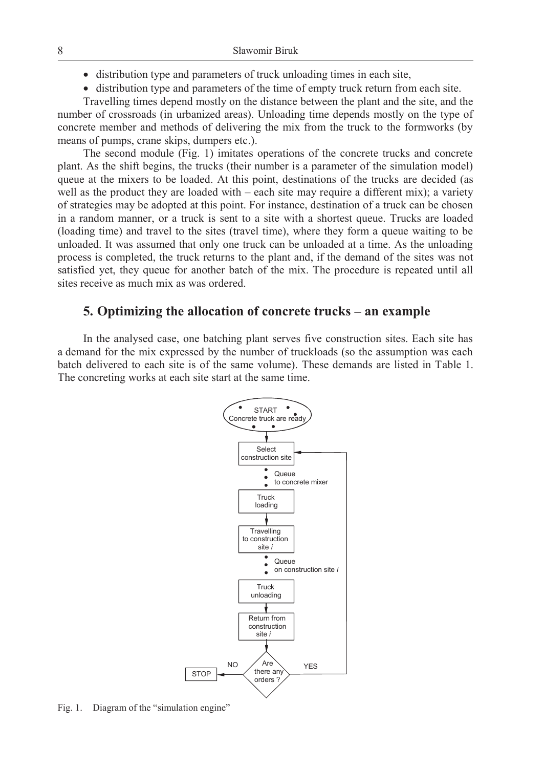- distribution type and parameters of truck unloading times in each site,
- distribution type and parameters of the time of empty truck return from each site.

Travelling times depend mostly on the distance between the plant and the site, and the number of crossroads (in urbanized areas). Unloading time depends mostly on the type of concrete member and methods of delivering the mix from the truck to the formworks (by means of pumps, crane skips, dumpers etc.).

The second module (Fig. 1) imitates operations of the concrete trucks and concrete plant. As the shift begins, the trucks (their number is a parameter of the simulation model) queue at the mixers to be loaded. At this point, destinations of the trucks are decided (as well as the product they are loaded with – each site may require a different mix); a variety of strategies may be adopted at this point. For instance, destination of a truck can be chosen in a random manner, or a truck is sent to a site with a shortest queue. Trucks are loaded (loading time) and travel to the sites (travel time), where they form a queue waiting to be unloaded. It was assumed that only one truck can be unloaded at a time. As the unloading process is completed, the truck returns to the plant and, if the demand of the sites was not satisfied yet, they queue for another batch of the mix. The procedure is repeated until all sites receive as much mix as was ordered.

## 5. Optimizing the allocation of concrete trucks – an example

In the analysed case, one batching plant serves five construction sites. Each site has a demand for the mix expressed by the number of truckloads (so the assumption was each batch delivered to each site is of the same volume). These demands are listed in Table 1. The concreting works at each site start at the same time.

START Concrete truck are ready → Select construction site → Queue to concrete mixer → Truck loading → Travelling to construction site *i* → Queue on construction site *i* → Truck unloading → Return from construction site *i* → Are there any orders? (YES → Select construction site; NO → STOP)

Fig. 1. Diagram of the "simulation engine"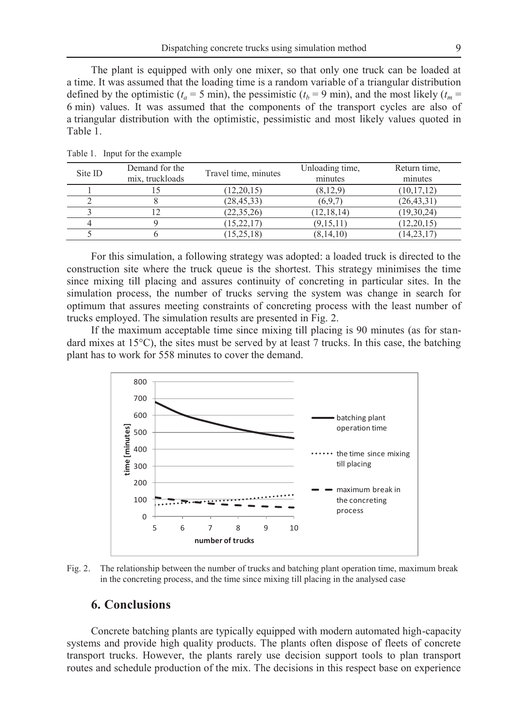The plant is equipped with only one mixer, so that only one truck can be loaded at a time. It was assumed that the loading time is a random variable of a triangular distribution defined by the optimistic ($t_a$ = 5 min), the pessimistic ($t_b$ = 9 min), and the most likely ($t_m$ = 6 min) values. It was assumed that the components of the transport cycles are also of a triangular distribution with the optimistic, pessimistic and most likely values quoted in Table 1.

Table 1. Input for the example

| Site ID | Demand for the mix, truckloads | Travel time, minutes | Unloading time, minutes | Return time, minutes |
|---|---|---|---|---|
| 1 | 15 | (12,20,15) | (8,12,9) | (10,17,12) |
| 2 | 8 | (28,45,33) | (6,9,7) | (26,43,31) |
| 3 | 12 | (22,35,26) | (12,18,14) | (19,30,24) |
| 4 | 9 | (15,22,17) | (9,15,11) | (12,20,15) |
| 5 | 6 | (15,25,18) | (8,14,10) | (14,23,17) |

For this simulation, a following strategy was adopted: a loaded truck is directed to the construction site where the truck queue is the shortest. This strategy minimises the time since mixing till placing and assures continuity of concreting in particular sites. In the simulation process, the number of trucks serving the system was change in search for optimum that assures meeting constraints of concreting process with the least number of trucks employed. The simulation results are presented in Fig. 2.

If the maximum acceptable time since mixing till placing is 90 minutes (as for standard mixes at 15°C), the sites must be served by at least 7 trucks. In this case, the batching plant has to work for 558 minutes to cover the demand.

Fig. 2. The relationship between the number of trucks and batching plant operation time, maximum break in the concreting process, and the time since mixing till placing in the analysed case

## 6. Conclusions

Concrete batching plants are typically equipped with modern automated high-capacity systems and provide high quality products. The plants often dispose of fleets of concrete transport trucks. However, the plants rarely use decision support tools to plan transport routes and schedule production of the mix. The decisions in this respect base on experience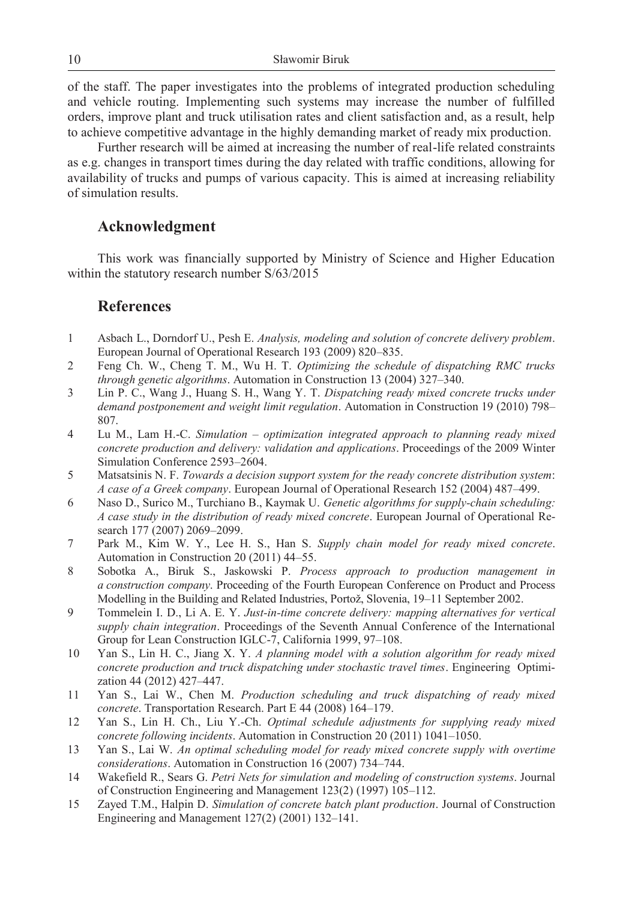of the staff. The paper investigates into the problems of integrated production scheduling and vehicle routing. Implementing such systems may increase the number of fulfilled orders, improve plant and truck utilisation rates and client satisfaction and, as a result, help to achieve competitive advantage in the highly demanding market of ready mix production.

Further research will be aimed at increasing the number of real-life related constraints as e.g. changes in transport times during the day related with traffic conditions, allowing for availability of trucks and pumps of various capacity. This is aimed at increasing reliability of simulation results.

## Acknowledgment

This work was financially supported by Ministry of Science and Higher Education within the statutory research number S/63/2015

## References

1. Asbach L., Dorndorf U., Pesh E. *Analysis, modeling and solution of concrete delivery problem*. European Journal of Operational Research 193 (2009) 820–835.
2. Feng Ch. W., Cheng T. M., Wu H. T. *Optimizing the schedule of dispatching RMC trucks through genetic algorithms*. Automation in Construction 13 (2004) 327–340.
3. Lin P. C., Wang J., Huang S. H., Wang Y. T. *Dispatching ready mixed concrete trucks under demand postponement and weight limit regulation*. Automation in Construction 19 (2010) 798–807.
4. Lu M., Lam H.-C. *Simulation – optimization integrated approach to planning ready mixed concrete production and delivery: validation and applications*. Proceedings of the 2009 Winter Simulation Conference 2593–2604.
5. Matsatsinis N. F. *Towards a decision support system for the ready concrete distribution system: A case of a Greek company*. European Journal of Operational Research 152 (2004) 487–499.
6. Naso D., Surico M., Turchiano B., Kaymak U. *Genetic algorithms for supply-chain scheduling: A case study in the distribution of ready mixed concrete*. European Journal of Operational Research 177 (2007) 2069–2099.
7. Park M., Kim W. Y., Lee H. S., Han S. *Supply chain model for ready mixed concrete*. Automation in Construction 20 (2011) 44–55.
8. Sobotka A., Biruk S., Jaskowski P. *Process approach to production management in a construction company*. Proceeding of the Fourth European Conference on Product and Process Modelling in the Building and Related Industries, Portož, Slovenia, 19–11 September 2002.
9. Tommelein I. D., Li A. E. Y. *Just-in-time concrete delivery: mapping alternatives for vertical supply chain integration*. Proceedings of the Seventh Annual Conference of the International Group for Lean Construction IGLC-7, California 1999, 97–108.
10. Yan S., Lin H. C., Jiang X. Y. *A planning model with a solution algorithm for ready mixed concrete production and truck dispatching under stochastic travel times*. Engineering Optimization 44 (2012) 427–447.
11. Yan S., Lai W., Chen M. *Production scheduling and truck dispatching of ready mixed concrete*. Transportation Research. Part E 44 (2008) 164–179.
12. Yan S., Lin H. Ch., Liu Y.-Ch. *Optimal schedule adjustments for supplying ready mixed concrete following incidents*. Automation in Construction 20 (2011) 1041–1050.
13. Yan S., Lai W. *An optimal scheduling model for ready mixed concrete supply with overtime considerations*. Automation in Construction 16 (2007) 734–744.
14. Wakefield R., Sears G. *Petri Nets for simulation and modeling of construction systems*. Journal of Construction Engineering and Management 123(2) (1997) 105–112.
15. Zayed T.M., Halpin D. *Simulation of concrete batch plant production*. Journal of Construction Engineering and Management 127(2) (2001) 132–141.